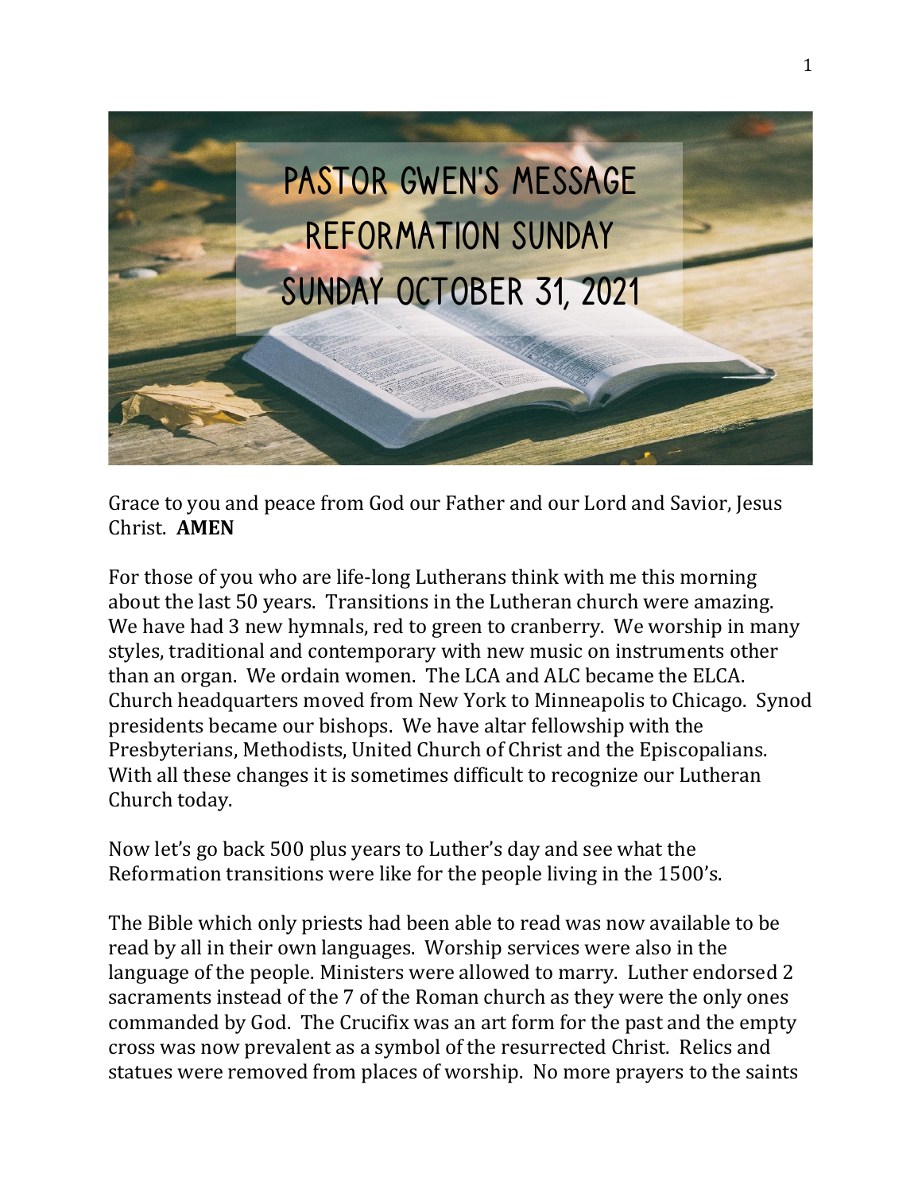# PASTOR GWEN'S MESSAGE
## REFORMATION SUNDAY
## SUNDAY OCTOBER 31, 2021

Grace to you and peace from God our Father and our Lord and Savior, Jesus Christ. **AMEN**

For those of you who are life-long Lutherans think with me this morning about the last 50 years. Transitions in the Lutheran church were amazing. We have had 3 new hymnals, red to green to cranberry. We worship in many styles, traditional and contemporary with new music on instruments other than an organ. We ordain women. The LCA and ALC became the ELCA. Church headquarters moved from New York to Minneapolis to Chicago. Synod presidents became our bishops. We have altar fellowship with the Presbyterians, Methodists, United Church of Christ and the Episcopalians. With all these changes it is sometimes difficult to recognize our Lutheran Church today.

Now let's go back 500 plus years to Luther's day and see what the Reformation transitions were like for the people living in the 1500's.

The Bible which only priests had been able to read was now available to be read by all in their own languages. Worship services were also in the language of the people. Ministers were allowed to marry. Luther endorsed 2 sacraments instead of the 7 of the Roman church as they were the only ones commanded by God. The Crucifix was an art form for the past and the empty cross was now prevalent as a symbol of the resurrected Christ. Relics and statues were removed from places of worship. No more prayers to the saints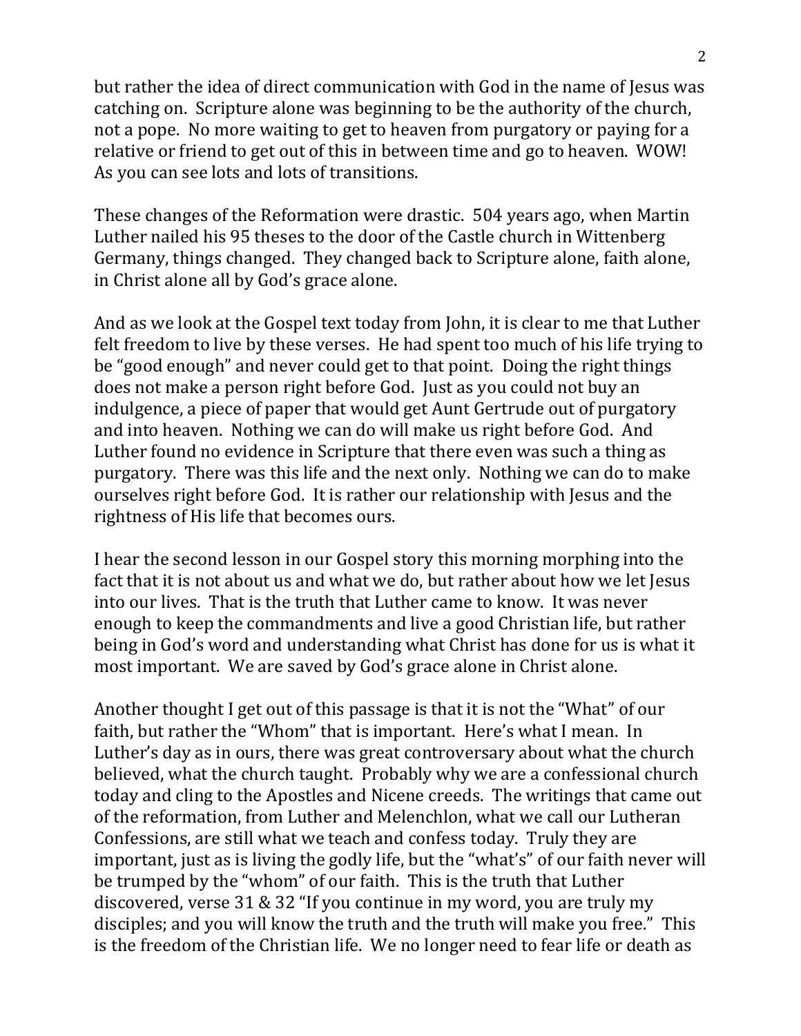but rather the idea of direct communication with God in the name of Jesus was catching on. Scripture alone was beginning to be the authority of the church, not a pope. No more waiting to get to heaven from purgatory or paying for a relative or friend to get out of this in between time and go to heaven. WOW! As you can see lots and lots of transitions.

These changes of the Reformation were drastic. 504 years ago, when Martin Luther nailed his 95 theses to the door of the Castle church in Wittenberg Germany, things changed. They changed back to Scripture alone, faith alone, in Christ alone all by God's grace alone.

And as we look at the Gospel text today from John, it is clear to me that Luther felt freedom to live by these verses. He had spent too much of his life trying to be "good enough" and never could get to that point. Doing the right things does not make a person right before God. Just as you could not buy an indulgence, a piece of paper that would get Aunt Gertrude out of purgatory and into heaven. Nothing we can do will make us right before God. And Luther found no evidence in Scripture that there even was such a thing as purgatory. There was this life and the next only. Nothing we can do to make ourselves right before God. It is rather our relationship with Jesus and the rightness of His life that becomes ours.

I hear the second lesson in our Gospel story this morning morphing into the fact that it is not about us and what we do, but rather about how we let Jesus into our lives. That is the truth that Luther came to know. It was never enough to keep the commandments and live a good Christian life, but rather being in God's word and understanding what Christ has done for us is what it most important. We are saved by God's grace alone in Christ alone.

Another thought I get out of this passage is that it is not the "What" of our faith, but rather the "Whom" that is important. Here's what I mean. In Luther's day as in ours, there was great controversary about what the church believed, what the church taught. Probably why we are a confessional church today and cling to the Apostles and Nicene creeds. The writings that came out of the reformation, from Luther and Melenchlon, what we call our Lutheran Confessions, are still what we teach and confess today. Truly they are important, just as is living the godly life, but the "what's" of our faith never will be trumped by the "whom" of our faith. This is the truth that Luther discovered, verse 31 & 32 "If you continue in my word, you are truly my disciples; and you will know the truth and the truth will make you free." This is the freedom of the Christian life. We no longer need to fear life or death as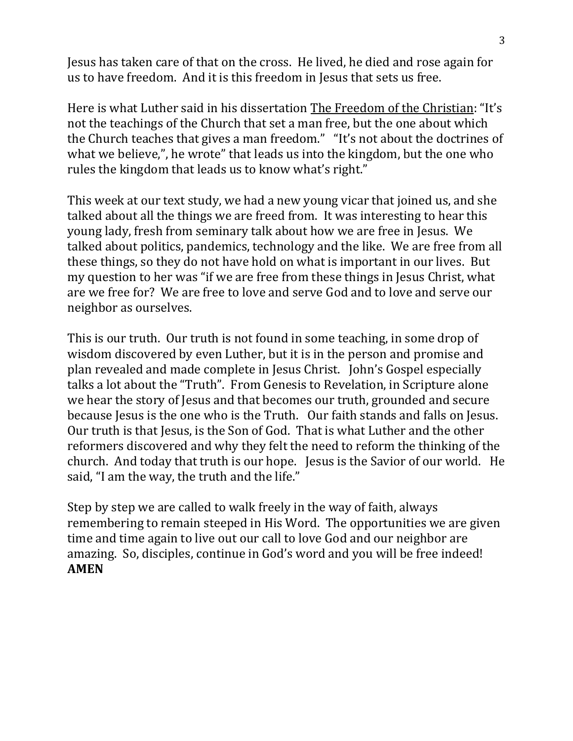Jesus has taken care of that on the cross. He lived, he died and rose again for us to have freedom. And it is this freedom in Jesus that sets us free.

Here is what Luther said in his dissertation The Freedom of the Christian: "It's not the teachings of the Church that set a man free, but the one about which the Church teaches that gives a man freedom." "It's not about the doctrines of what we believe,", he wrote" that leads us into the kingdom, but the one who rules the kingdom that leads us to know what's right."

This week at our text study, we had a new young vicar that joined us, and she talked about all the things we are freed from. It was interesting to hear this young lady, fresh from seminary talk about how we are free in Jesus. We talked about politics, pandemics, technology and the like. We are free from all these things, so they do not have hold on what is important in our lives. But my question to her was "if we are free from these things in Jesus Christ, what are we free for? We are free to love and serve God and to love and serve our neighbor as ourselves.

This is our truth. Our truth is not found in some teaching, in some drop of wisdom discovered by even Luther, but it is in the person and promise and plan revealed and made complete in Jesus Christ. John's Gospel especially talks a lot about the "Truth". From Genesis to Revelation, in Scripture alone we hear the story of Jesus and that becomes our truth, grounded and secure because Jesus is the one who is the Truth. Our faith stands and falls on Jesus. Our truth is that Jesus, is the Son of God. That is what Luther and the other reformers discovered and why they felt the need to reform the thinking of the church. And today that truth is our hope. Jesus is the Savior of our world. He said, "I am the way, the truth and the life."

Step by step we are called to walk freely in the way of faith, always remembering to remain steeped in His Word. The opportunities we are given time and time again to live out our call to love God and our neighbor are amazing. So, disciples, continue in God's word and you will be free indeed!
**AMEN**